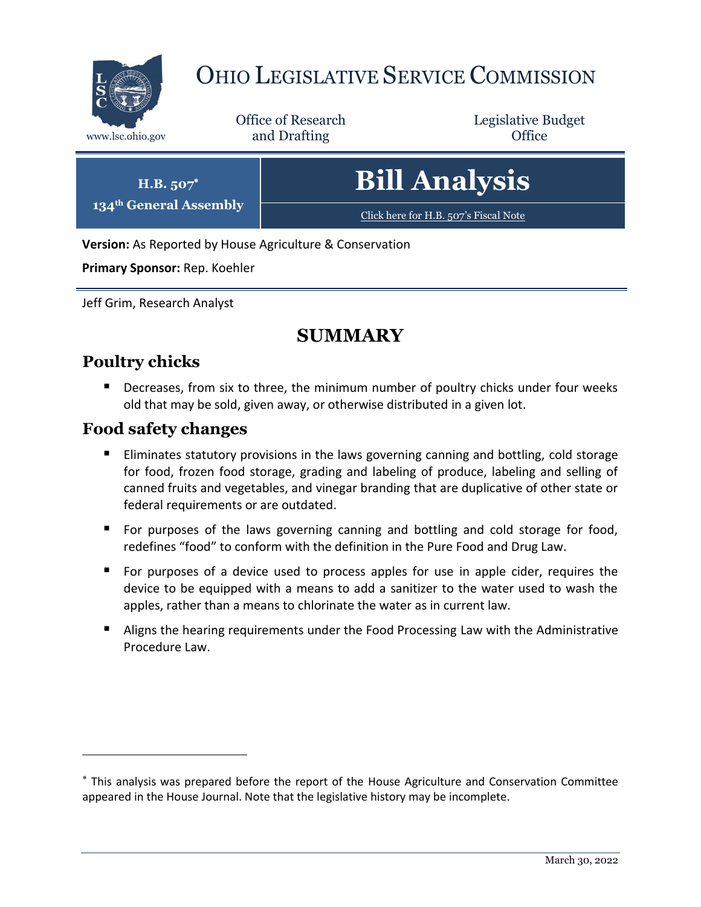# Ohio Legislative Service Commission

www.lsc.ohio.gov

Office of Research and Drafting

Legislative Budget Office

**H.B. 507***
**134th General Assembly**

# Bill Analysis

Click here for H.B. 507's Fiscal Note

**Version:** As Reported by House Agriculture & Conservation

**Primary Sponsor:** Rep. Koehler

Jeff Grim, Research Analyst

## SUMMARY

### Poultry chicks

- Decreases, from six to three, the minimum number of poultry chicks under four weeks old that may be sold, given away, or otherwise distributed in a given lot.

### Food safety changes

- Eliminates statutory provisions in the laws governing canning and bottling, cold storage for food, frozen food storage, grading and labeling of produce, labeling and selling of canned fruits and vegetables, and vinegar branding that are duplicative of other state or federal requirements or are outdated.
- For purposes of the laws governing canning and bottling and cold storage for food, redefines "food" to conform with the definition in the Pure Food and Drug Law.
- For purposes of a device used to process apples for use in apple cider, requires the device to be equipped with a means to add a sanitizer to the water used to wash the apples, rather than a means to chlorinate the water as in current law.
- Aligns the hearing requirements under the Food Processing Law with the Administrative Procedure Law.

---

* This analysis was prepared before the report of the House Agriculture and Conservation Committee appeared in the House Journal. Note that the legislative history may be incomplete.

March 30, 2022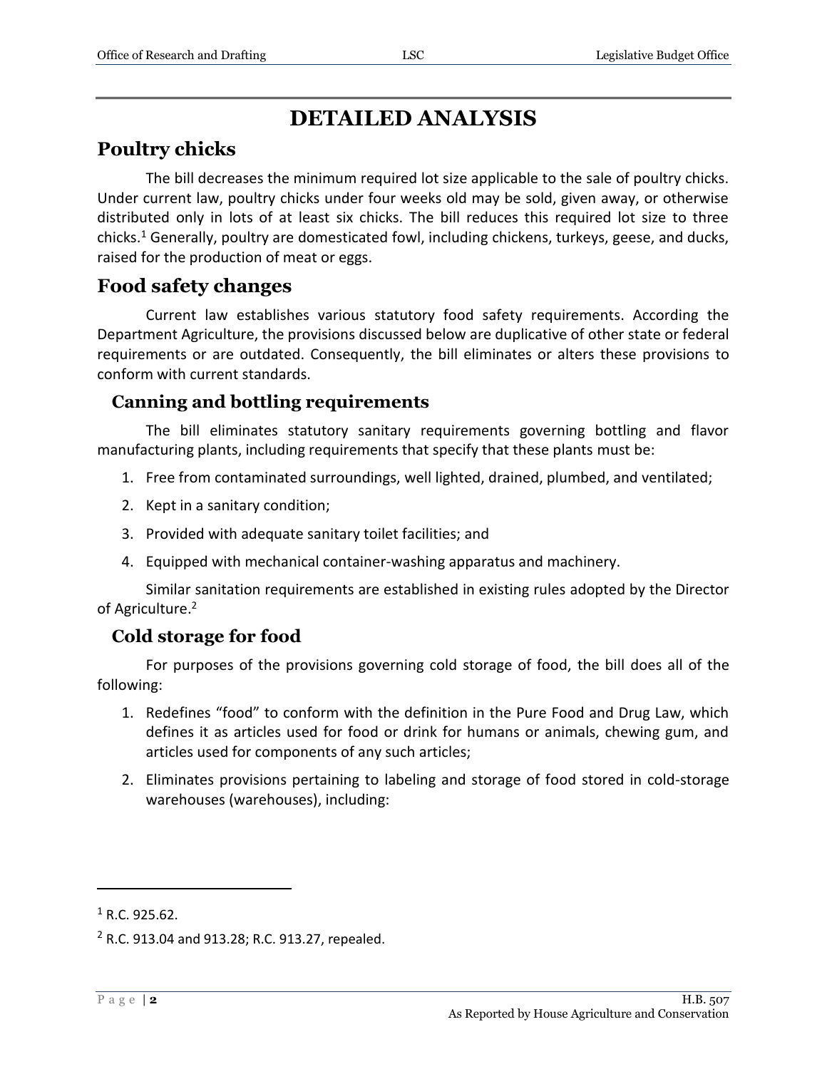# DETAILED ANALYSIS

## Poultry chicks

The bill decreases the minimum required lot size applicable to the sale of poultry chicks. Under current law, poultry chicks under four weeks old may be sold, given away, or otherwise distributed only in lots of at least six chicks. The bill reduces this required lot size to three chicks.[1] Generally, poultry are domesticated fowl, including chickens, turkeys, geese, and ducks, raised for the production of meat or eggs.

## Food safety changes

Current law establishes various statutory food safety requirements. According the Department Agriculture, the provisions discussed below are duplicative of other state or federal requirements or are outdated. Consequently, the bill eliminates or alters these provisions to conform with current standards.

### Canning and bottling requirements

The bill eliminates statutory sanitary requirements governing bottling and flavor manufacturing plants, including requirements that specify that these plants must be:

1. Free from contaminated surroundings, well lighted, drained, plumbed, and ventilated;
2. Kept in a sanitary condition;
3. Provided with adequate sanitary toilet facilities; and
4. Equipped with mechanical container-washing apparatus and machinery.

Similar sanitation requirements are established in existing rules adopted by the Director of Agriculture.[2]

### Cold storage for food

For purposes of the provisions governing cold storage of food, the bill does all of the following:

1. Redefines "food" to conform with the definition in the Pure Food and Drug Law, which defines it as articles used for food or drink for humans or animals, chewing gum, and articles used for components of any such articles;
2. Eliminates provisions pertaining to labeling and storage of food stored in cold-storage warehouses (warehouses), including:

---

[1] R.C. 925.62.

[2] R.C. 913.04 and 913.28; R.C. 913.27, repealed.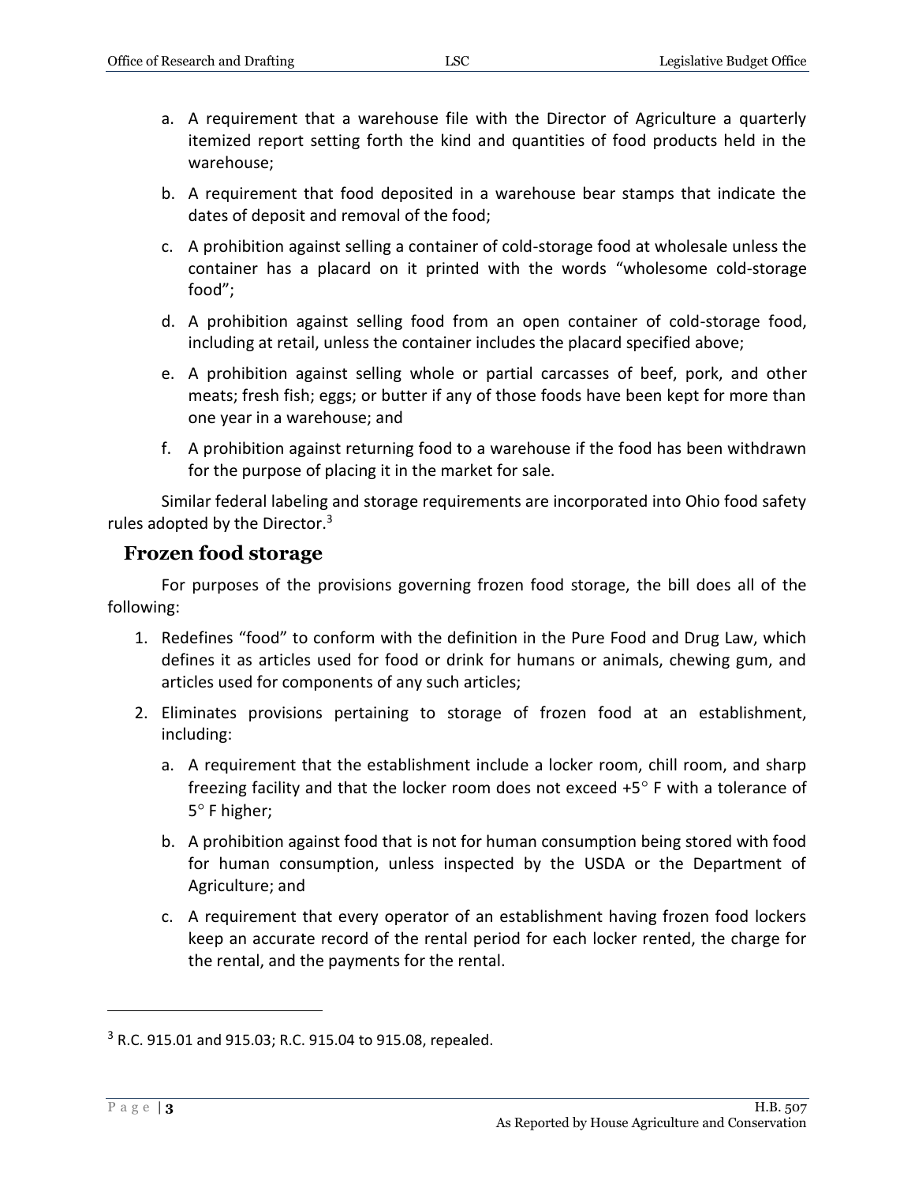a. A requirement that a warehouse file with the Director of Agriculture a quarterly itemized report setting forth the kind and quantities of food products held in the warehouse;

b. A requirement that food deposited in a warehouse bear stamps that indicate the dates of deposit and removal of the food;

c. A prohibition against selling a container of cold-storage food at wholesale unless the container has a placard on it printed with the words "wholesome cold-storage food";

d. A prohibition against selling food from an open container of cold-storage food, including at retail, unless the container includes the placard specified above;

e. A prohibition against selling whole or partial carcasses of beef, pork, and other meats; fresh fish; eggs; or butter if any of those foods have been kept for more than one year in a warehouse; and

f. A prohibition against returning food to a warehouse if the food has been withdrawn for the purpose of placing it in the market for sale.

Similar federal labeling and storage requirements are incorporated into Ohio food safety rules adopted by the Director.[3]

## Frozen food storage

For purposes of the provisions governing frozen food storage, the bill does all of the following:

1. Redefines "food" to conform with the definition in the Pure Food and Drug Law, which defines it as articles used for food or drink for humans or animals, chewing gum, and articles used for components of any such articles;
2. Eliminates provisions pertaining to storage of frozen food at an establishment, including:
   a. A requirement that the establishment include a locker room, chill room, and sharp freezing facility and that the locker room does not exceed +5° F with a tolerance of 5° F higher;

   b. A prohibition against food that is not for human consumption being stored with food for human consumption, unless inspected by the USDA or the Department of Agriculture; and

   c. A requirement that every operator of an establishment having frozen food lockers keep an accurate record of the rental period for each locker rented, the charge for the rental, and the payments for the rental.

---

[3] R.C. 915.01 and 915.03; R.C. 915.04 to 915.08, repealed.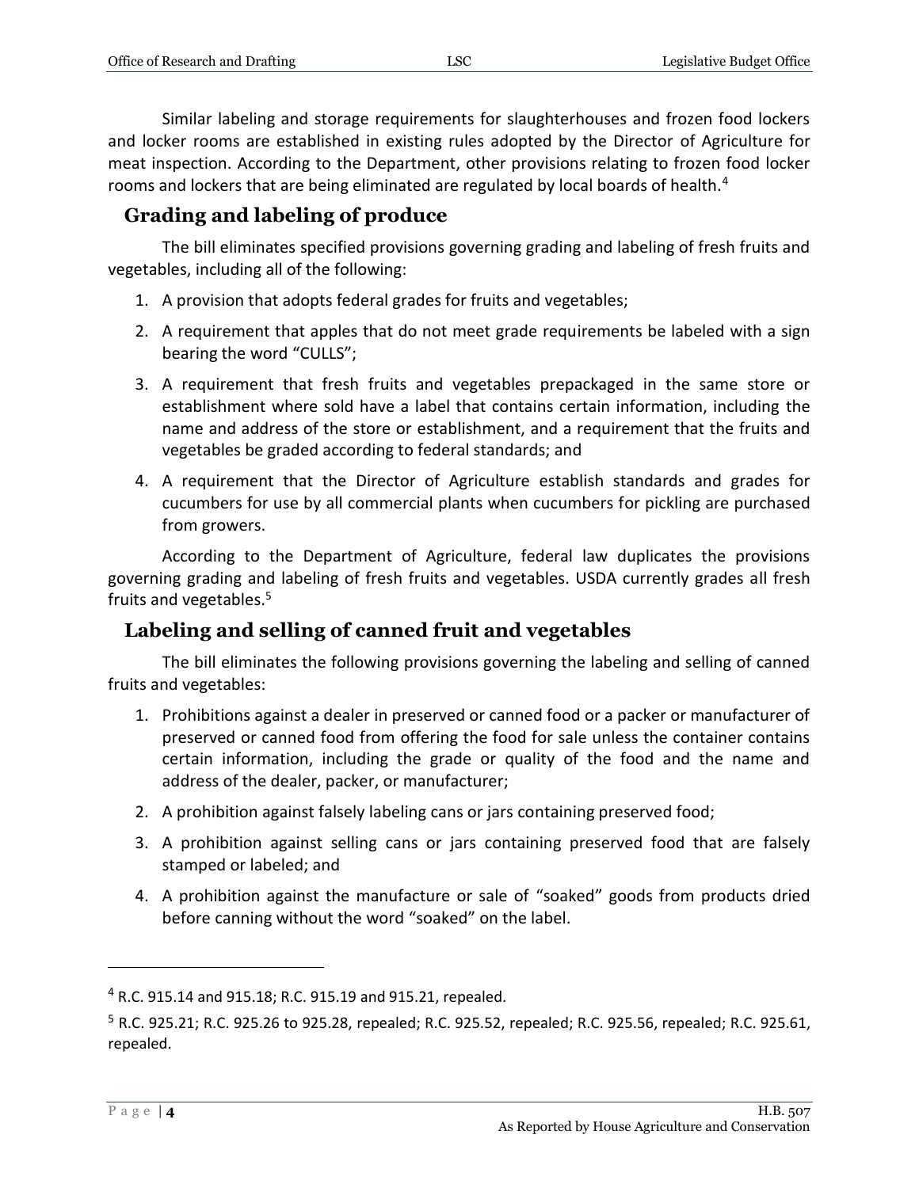Similar labeling and storage requirements for slaughterhouses and frozen food lockers and locker rooms are established in existing rules adopted by the Director of Agriculture for meat inspection. According to the Department, other provisions relating to frozen food locker rooms and lockers that are being eliminated are regulated by local boards of health.[4]

## Grading and labeling of produce

The bill eliminates specified provisions governing grading and labeling of fresh fruits and vegetables, including all of the following:

1. A provision that adopts federal grades for fruits and vegetables;
2. A requirement that apples that do not meet grade requirements be labeled with a sign bearing the word "CULLS";
3. A requirement that fresh fruits and vegetables prepackaged in the same store or establishment where sold have a label that contains certain information, including the name and address of the store or establishment, and a requirement that the fruits and vegetables be graded according to federal standards; and
4. A requirement that the Director of Agriculture establish standards and grades for cucumbers for use by all commercial plants when cucumbers for pickling are purchased from growers.

According to the Department of Agriculture, federal law duplicates the provisions governing grading and labeling of fresh fruits and vegetables. USDA currently grades all fresh fruits and vegetables.[5]

## Labeling and selling of canned fruit and vegetables

The bill eliminates the following provisions governing the labeling and selling of canned fruits and vegetables:

1. Prohibitions against a dealer in preserved or canned food or a packer or manufacturer of preserved or canned food from offering the food for sale unless the container contains certain information, including the grade or quality of the food and the name and address of the dealer, packer, or manufacturer;
2. A prohibition against falsely labeling cans or jars containing preserved food;
3. A prohibition against selling cans or jars containing preserved food that are falsely stamped or labeled; and
4. A prohibition against the manufacture or sale of "soaked" goods from products dried before canning without the word "soaked" on the label.

---

[4] R.C. 915.14 and 915.18; R.C. 915.19 and 915.21, repealed.

[5] R.C. 925.21; R.C. 925.26 to 925.28, repealed; R.C. 925.52, repealed; R.C. 925.56, repealed; R.C. 925.61, repealed.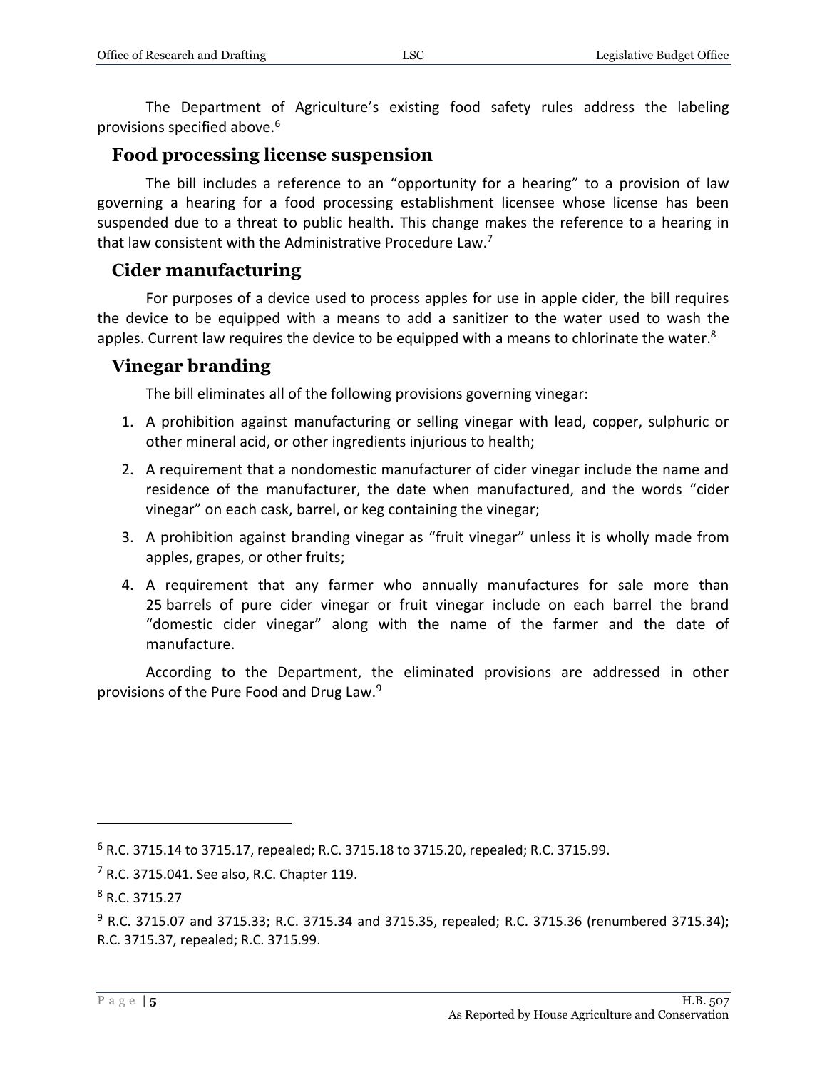The Department of Agriculture's existing food safety rules address the labeling provisions specified above.[6]

## Food processing license suspension

The bill includes a reference to an "opportunity for a hearing" to a provision of law governing a hearing for a food processing establishment licensee whose license has been suspended due to a threat to public health. This change makes the reference to a hearing in that law consistent with the Administrative Procedure Law.[7]

## Cider manufacturing

For purposes of a device used to process apples for use in apple cider, the bill requires the device to be equipped with a means to add a sanitizer to the water used to wash the apples. Current law requires the device to be equipped with a means to chlorinate the water.[8]

## Vinegar branding

The bill eliminates all of the following provisions governing vinegar:

1. A prohibition against manufacturing or selling vinegar with lead, copper, sulphuric or other mineral acid, or other ingredients injurious to health;
2. A requirement that a nondomestic manufacturer of cider vinegar include the name and residence of the manufacturer, the date when manufactured, and the words "cider vinegar" on each cask, barrel, or keg containing the vinegar;
3. A prohibition against branding vinegar as "fruit vinegar" unless it is wholly made from apples, grapes, or other fruits;
4. A requirement that any farmer who annually manufactures for sale more than 25 barrels of pure cider vinegar or fruit vinegar include on each barrel the brand "domestic cider vinegar" along with the name of the farmer and the date of manufacture.

According to the Department, the eliminated provisions are addressed in other provisions of the Pure Food and Drug Law.[9]

---

[6] R.C. 3715.14 to 3715.17, repealed; R.C. 3715.18 to 3715.20, repealed; R.C. 3715.99.

[7] R.C. 3715.041. See also, R.C. Chapter 119.

[8] R.C. 3715.27

[9] R.C. 3715.07 and 3715.33; R.C. 3715.34 and 3715.35, repealed; R.C. 3715.36 (renumbered 3715.34); R.C. 3715.37, repealed; R.C. 3715.99.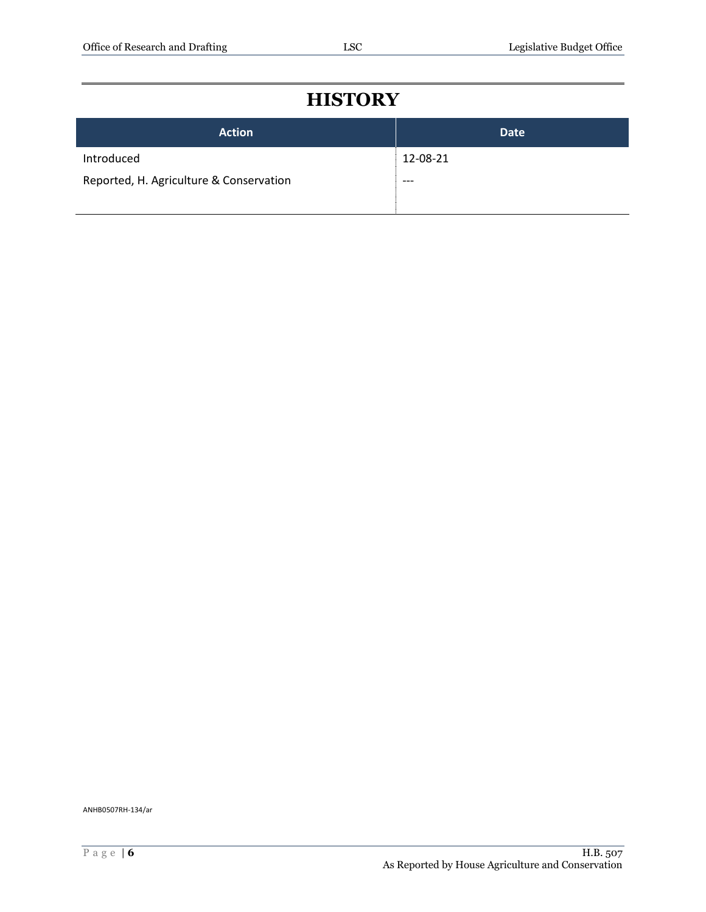# HISTORY

| Action | Date |
| --- | --- |
| Introduced | 12-08-21 |
| Reported, H. Agriculture & Conservation | --- |

ANHB0507RH-134/ar